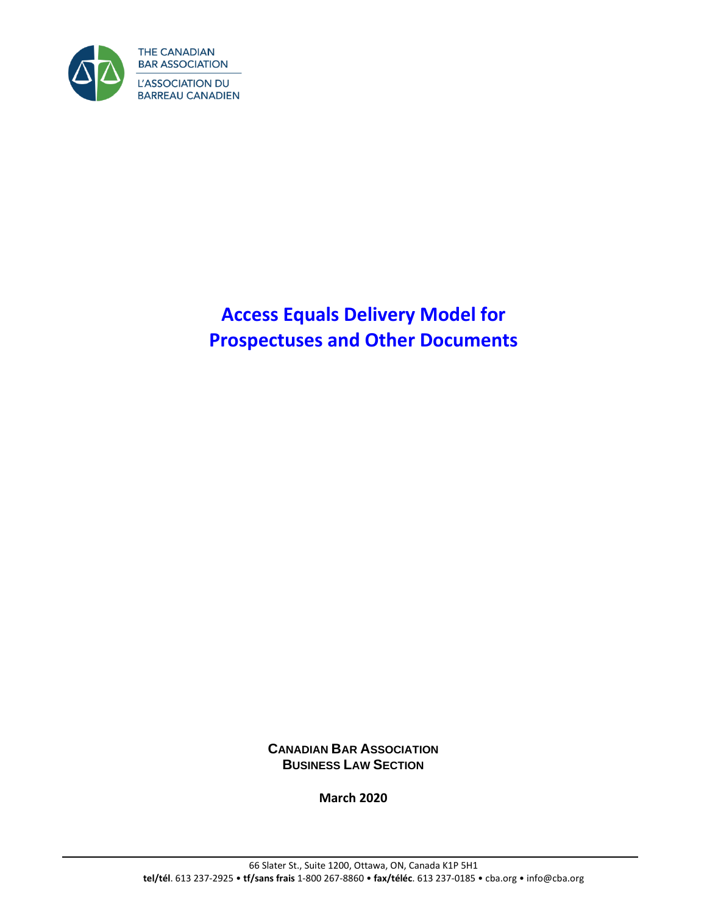THE CANADIAN BAR ASSOCIATION

L'ASSOCIATION DU BARREAU CANADIEN

# Access Equals Delivery Model for Prospectuses and Other Documents

**CANADIAN BAR ASSOCIATION**
**BUSINESS LAW SECTION**

**March 2020**

66 Slater St., Suite 1200, Ottawa, ON, Canada K1P 5H1
**tel/tél**. 613 237-2925 • **tf/sans frais** 1-800 267-8860 • **fax/téléc**. 613 237-0185 • cba.org • info@cba.org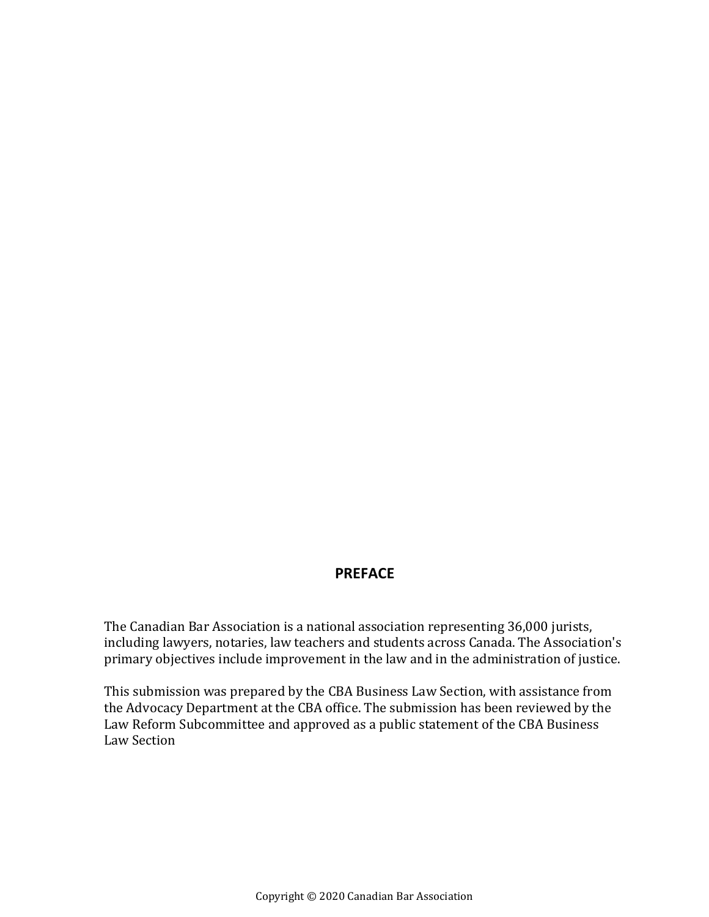## PREFACE

The Canadian Bar Association is a national association representing 36,000 jurists, including lawyers, notaries, law teachers and students across Canada. The Association's primary objectives include improvement in the law and in the administration of justice.

This submission was prepared by the CBA Business Law Section, with assistance from the Advocacy Department at the CBA office. The submission has been reviewed by the Law Reform Subcommittee and approved as a public statement of the CBA Business Law Section

Copyright © 2020 Canadian Bar Association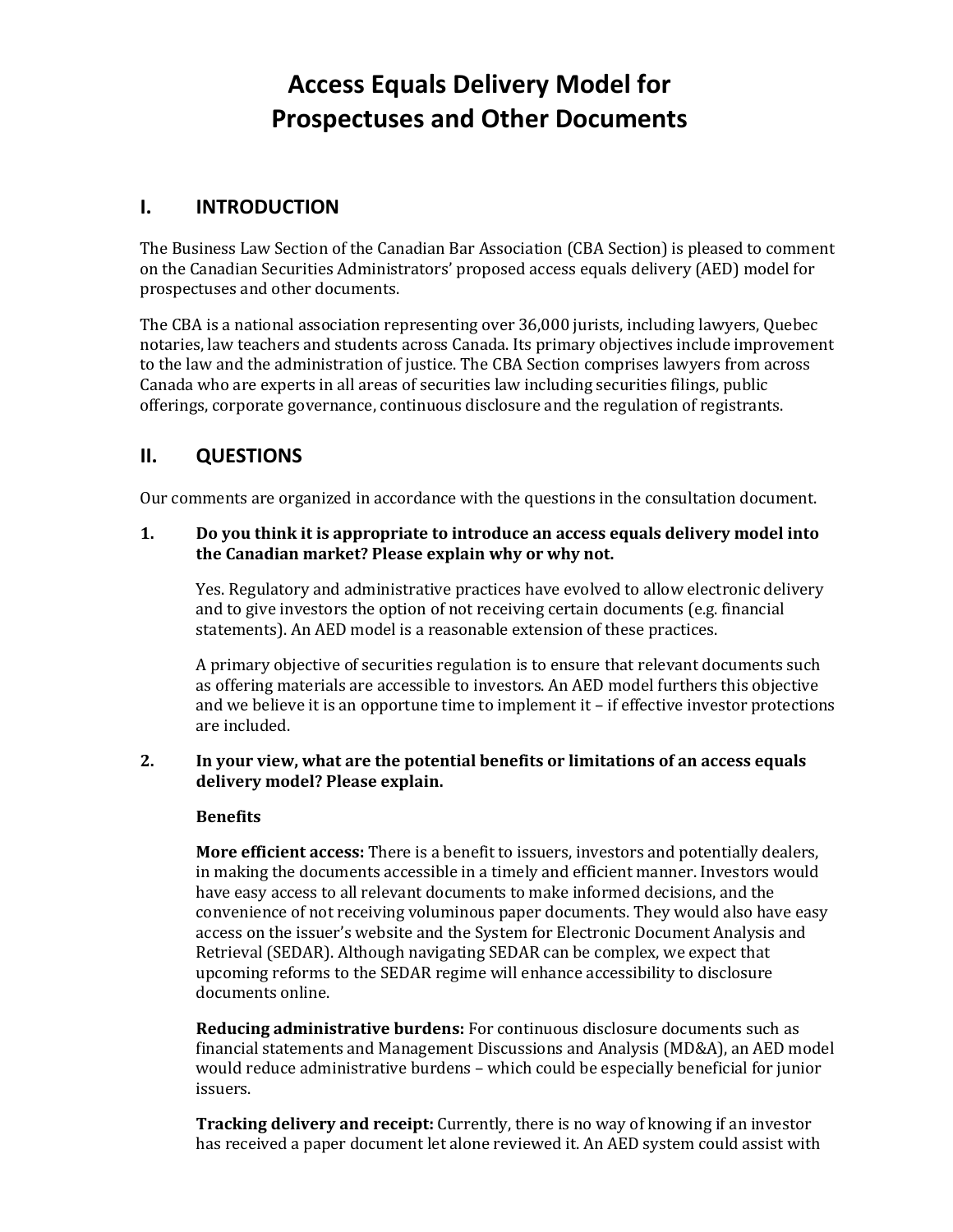# Access Equals Delivery Model for Prospectuses and Other Documents

## I. INTRODUCTION

The Business Law Section of the Canadian Bar Association (CBA Section) is pleased to comment on the Canadian Securities Administrators' proposed access equals delivery (AED) model for prospectuses and other documents.

The CBA is a national association representing over 36,000 jurists, including lawyers, Quebec notaries, law teachers and students across Canada. Its primary objectives include improvement to the law and the administration of justice. The CBA Section comprises lawyers from across Canada who are experts in all areas of securities law including securities filings, public offerings, corporate governance, continuous disclosure and the regulation of registrants.

## II. QUESTIONS

Our comments are organized in accordance with the questions in the consultation document.

**1. Do you think it is appropriate to introduce an access equals delivery model into the Canadian market? Please explain why or why not.**

Yes. Regulatory and administrative practices have evolved to allow electronic delivery and to give investors the option of not receiving certain documents (e.g. financial statements). An AED model is a reasonable extension of these practices.

A primary objective of securities regulation is to ensure that relevant documents such as offering materials are accessible to investors. An AED model furthers this objective and we believe it is an opportune time to implement it – if effective investor protections are included.

**2. In your view, what are the potential benefits or limitations of an access equals delivery model? Please explain.**

**Benefits**

**More efficient access:** There is a benefit to issuers, investors and potentially dealers, in making the documents accessible in a timely and efficient manner. Investors would have easy access to all relevant documents to make informed decisions, and the convenience of not receiving voluminous paper documents. They would also have easy access on the issuer's website and the System for Electronic Document Analysis and Retrieval (SEDAR). Although navigating SEDAR can be complex, we expect that upcoming reforms to the SEDAR regime will enhance accessibility to disclosure documents online.

**Reducing administrative burdens:** For continuous disclosure documents such as financial statements and Management Discussions and Analysis (MD&A), an AED model would reduce administrative burdens – which could be especially beneficial for junior issuers.

**Tracking delivery and receipt:** Currently, there is no way of knowing if an investor has received a paper document let alone reviewed it. An AED system could assist with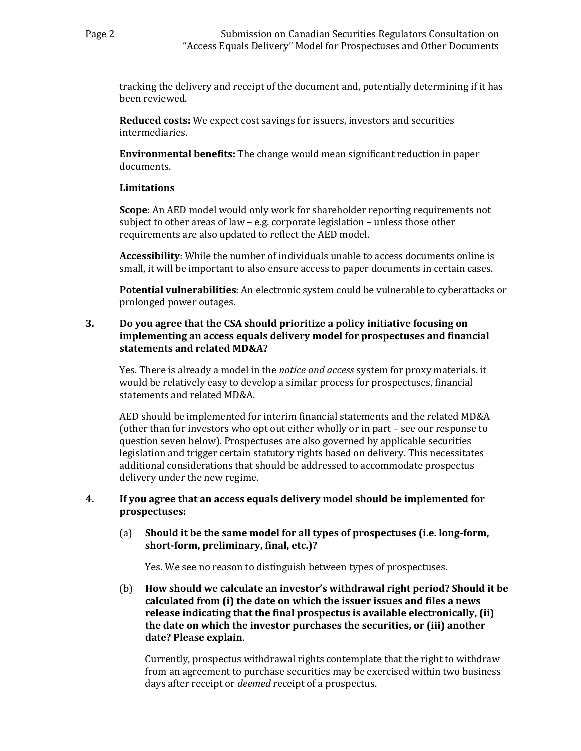tracking the delivery and receipt of the document and, potentially determining if it has been reviewed.

**Reduced costs:** We expect cost savings for issuers, investors and securities intermediaries.

**Environmental benefits:** The change would mean significant reduction in paper documents.

**Limitations**

**Scope**: An AED model would only work for shareholder reporting requirements not subject to other areas of law – e.g. corporate legislation – unless those other requirements are also updated to reflect the AED model.

**Accessibility**: While the number of individuals unable to access documents online is small, it will be important to also ensure access to paper documents in certain cases.

**Potential vulnerabilities**: An electronic system could be vulnerable to cyberattacks or prolonged power outages.

**3. Do you agree that the CSA should prioritize a policy initiative focusing on implementing an access equals delivery model for prospectuses and financial statements and related MD&A?**

Yes. There is already a model in the *notice and access* system for proxy materials. it would be relatively easy to develop a similar process for prospectuses, financial statements and related MD&A.

AED should be implemented for interim financial statements and the related MD&A (other than for investors who opt out either wholly or in part – see our response to question seven below). Prospectuses are also governed by applicable securities legislation and trigger certain statutory rights based on delivery. This necessitates additional considerations that should be addressed to accommodate prospectus delivery under the new regime.

**4. If you agree that an access equals delivery model should be implemented for prospectuses:**

(a) **Should it be the same model for all types of prospectuses (i.e. long-form, short-form, preliminary, final, etc.)?**

Yes. We see no reason to distinguish between types of prospectuses.

(b) **How should we calculate an investor's withdrawal right period? Should it be calculated from (i) the date on which the issuer issues and files a news release indicating that the final prospectus is available electronically, (ii) the date on which the investor purchases the securities, or (iii) another date? Please explain**.

Currently, prospectus withdrawal rights contemplate that the right to withdraw from an agreement to purchase securities may be exercised within two business days after receipt or *deemed* receipt of a prospectus.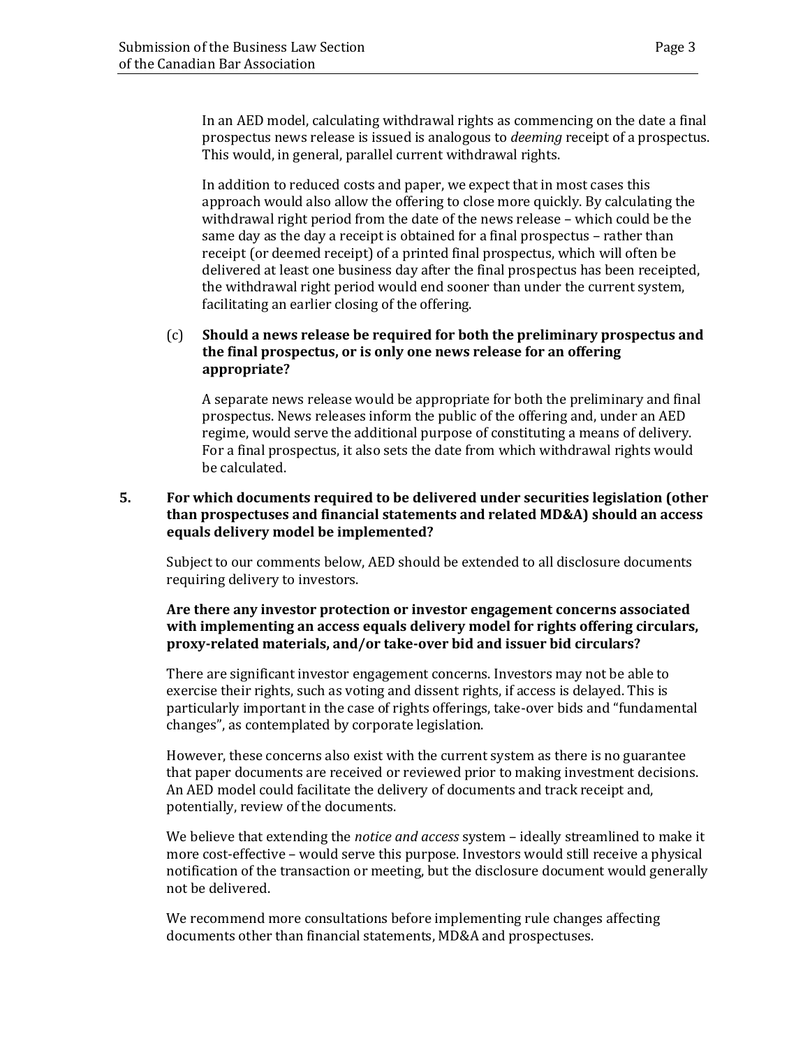In an AED model, calculating withdrawal rights as commencing on the date a final prospectus news release is issued is analogous to *deeming* receipt of a prospectus. This would, in general, parallel current withdrawal rights.

In addition to reduced costs and paper, we expect that in most cases this approach would also allow the offering to close more quickly. By calculating the withdrawal right period from the date of the news release – which could be the same day as the day a receipt is obtained for a final prospectus – rather than receipt (or deemed receipt) of a printed final prospectus, which will often be delivered at least one business day after the final prospectus has been receipted, the withdrawal right period would end sooner than under the current system, facilitating an earlier closing of the offering.

(c) **Should a news release be required for both the preliminary prospectus and the final prospectus, or is only one news release for an offering appropriate?**

A separate news release would be appropriate for both the preliminary and final prospectus. News releases inform the public of the offering and, under an AED regime, would serve the additional purpose of constituting a means of delivery. For a final prospectus, it also sets the date from which withdrawal rights would be calculated.

**5. For which documents required to be delivered under securities legislation (other than prospectuses and financial statements and related MD&A) should an access equals delivery model be implemented?**

Subject to our comments below, AED should be extended to all disclosure documents requiring delivery to investors.

**Are there any investor protection or investor engagement concerns associated with implementing an access equals delivery model for rights offering circulars, proxy-related materials, and/or take-over bid and issuer bid circulars?**

There are significant investor engagement concerns. Investors may not be able to exercise their rights, such as voting and dissent rights, if access is delayed. This is particularly important in the case of rights offerings, take-over bids and "fundamental changes", as contemplated by corporate legislation.

However, these concerns also exist with the current system as there is no guarantee that paper documents are received or reviewed prior to making investment decisions. An AED model could facilitate the delivery of documents and track receipt and, potentially, review of the documents.

We believe that extending the *notice and access* system – ideally streamlined to make it more cost-effective – would serve this purpose. Investors would still receive a physical notification of the transaction or meeting, but the disclosure document would generally not be delivered.

We recommend more consultations before implementing rule changes affecting documents other than financial statements, MD&A and prospectuses.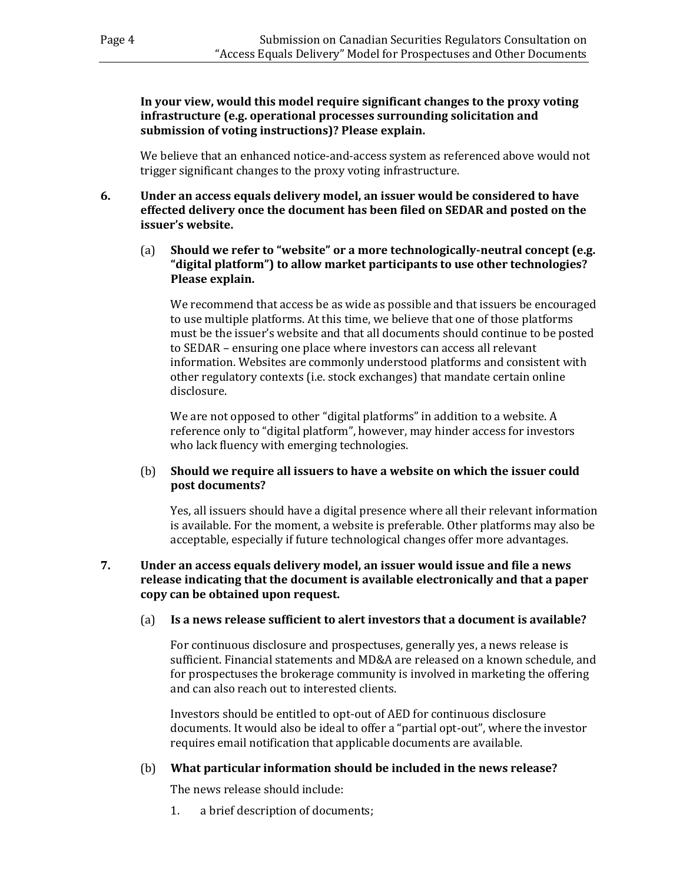**In your view, would this model require significant changes to the proxy voting infrastructure (e.g. operational processes surrounding solicitation and submission of voting instructions)? Please explain.**

We believe that an enhanced notice-and-access system as referenced above would not trigger significant changes to the proxy voting infrastructure.

**6. Under an access equals delivery model, an issuer would be considered to have effected delivery once the document has been filed on SEDAR and posted on the issuer's website.**

(a) **Should we refer to "website" or a more technologically-neutral concept (e.g. "digital platform") to allow market participants to use other technologies? Please explain.**

We recommend that access be as wide as possible and that issuers be encouraged to use multiple platforms. At this time, we believe that one of those platforms must be the issuer's website and that all documents should continue to be posted to SEDAR – ensuring one place where investors can access all relevant information. Websites are commonly understood platforms and consistent with other regulatory contexts (i.e. stock exchanges) that mandate certain online disclosure.

We are not opposed to other "digital platforms" in addition to a website. A reference only to "digital platform", however, may hinder access for investors who lack fluency with emerging technologies.

(b) **Should we require all issuers to have a website on which the issuer could post documents?**

Yes, all issuers should have a digital presence where all their relevant information is available. For the moment, a website is preferable. Other platforms may also be acceptable, especially if future technological changes offer more advantages.

**7. Under an access equals delivery model, an issuer would issue and file a news release indicating that the document is available electronically and that a paper copy can be obtained upon request.**

(a) **Is a news release sufficient to alert investors that a document is available?**

For continuous disclosure and prospectuses, generally yes, a news release is sufficient. Financial statements and MD&A are released on a known schedule, and for prospectuses the brokerage community is involved in marketing the offering and can also reach out to interested clients.

Investors should be entitled to opt-out of AED for continuous disclosure documents. It would also be ideal to offer a "partial opt-out", where the investor requires email notification that applicable documents are available.

(b) **What particular information should be included in the news release?**

The news release should include:

1. a brief description of documents;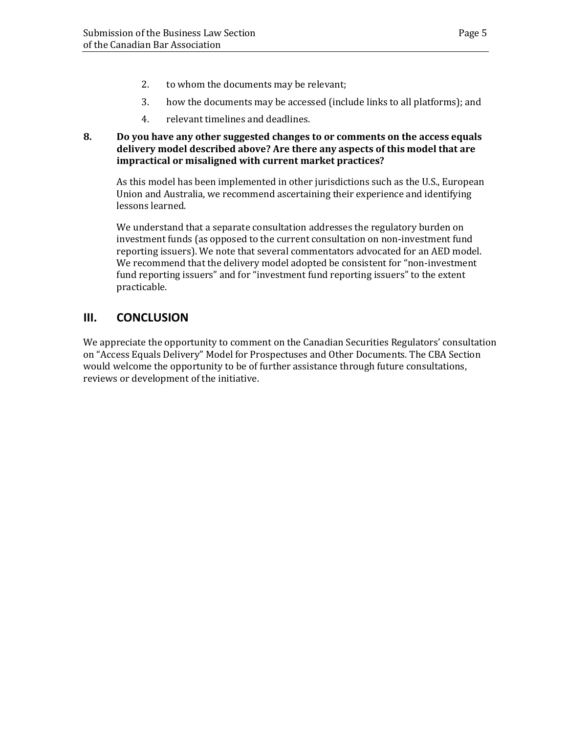2. to whom the documents may be relevant;
3. how the documents may be accessed (include links to all platforms); and
4. relevant timelines and deadlines.

**8. Do you have any other suggested changes to or comments on the access equals delivery model described above? Are there any aspects of this model that are impractical or misaligned with current market practices?**

As this model has been implemented in other jurisdictions such as the U.S., European Union and Australia, we recommend ascertaining their experience and identifying lessons learned.

We understand that a separate consultation addresses the regulatory burden on investment funds (as opposed to the current consultation on non-investment fund reporting issuers). We note that several commentators advocated for an AED model. We recommend that the delivery model adopted be consistent for "non-investment fund reporting issuers" and for "investment fund reporting issuers" to the extent practicable.

## III. CONCLUSION

We appreciate the opportunity to comment on the Canadian Securities Regulators' consultation on "Access Equals Delivery" Model for Prospectuses and Other Documents. The CBA Section would welcome the opportunity to be of further assistance through future consultations, reviews or development of the initiative.